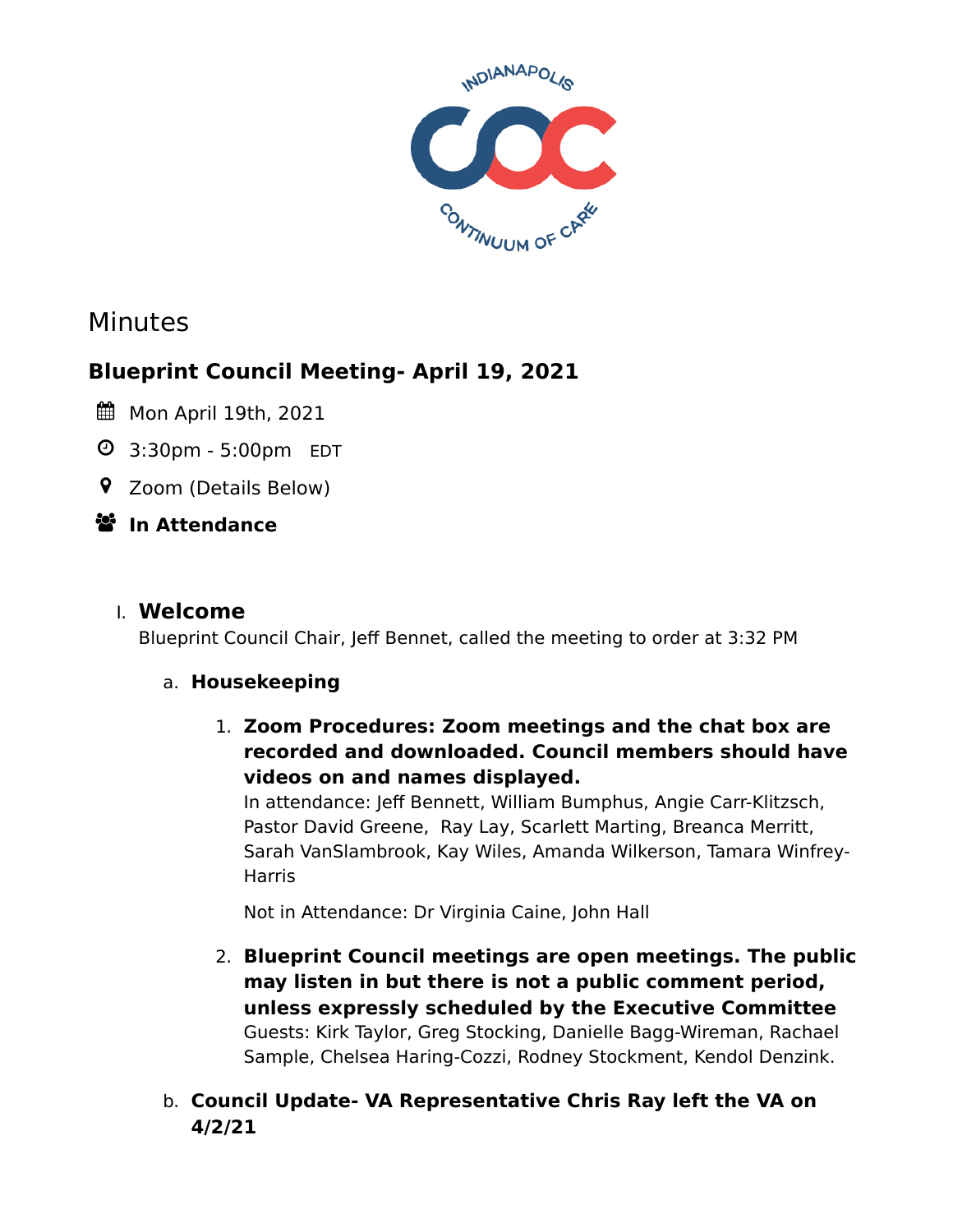Minutes

## Blueprint Council Meeting- April 19, 2021

Mon April 19th, 2021

3:30pm - 5:00pm EDT

Zoom (Details Below)

**In Attendance**

I. **Welcome**

Blueprint Council Chair, Jeff Bennet, called the meeting to order at 3:32 PM

a. **Housekeeping**

1. **Zoom Procedures: Zoom meetings and the chat box are recorded and downloaded. Council members should have videos on and names displayed.**
   In attendance: Jeff Bennett, William Bumphus, Angie Carr-Klitzsch, Pastor David Greene, Ray Lay, Scarlett Marting, Breanca Merritt, Sarah VanSlambrook, Kay Wiles, Amanda Wilkerson, Tamara Winfrey-Harris

   Not in Attendance: Dr Virginia Caine, John Hall

2. **Blueprint Council meetings are open meetings. The public may listen in but there is not a public comment period, unless expressly scheduled by the Executive Committee**
   Guests: Kirk Taylor, Greg Stocking, Danielle Bagg-Wireman, Rachael Sample, Chelsea Haring-Cozzi, Rodney Stockment, Kendol Denzink.

b. **Council Update- VA Representative Chris Ray left the VA on 4/2/21**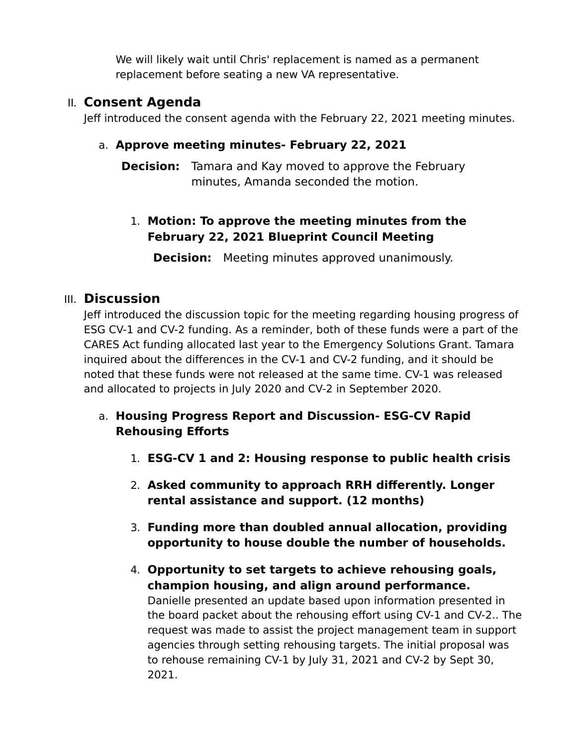We will likely wait until Chris' replacement is named as a permanent replacement before seating a new VA representative.

## II. Consent Agenda

Jeff introduced the consent agenda with the February 22, 2021 meeting minutes.

### a. Approve meeting minutes- February 22, 2021

**Decision:** Tamara and Kay moved to approve the February minutes, Amanda seconded the motion.

1. **Motion: To approve the meeting minutes from the February 22, 2021 Blueprint Council Meeting**

   **Decision:** Meeting minutes approved unanimously.

## III. Discussion

Jeff introduced the discussion topic for the meeting regarding housing progress of ESG CV-1 and CV-2 funding. As a reminder, both of these funds were a part of the CARES Act funding allocated last year to the Emergency Solutions Grant. Tamara inquired about the differences in the CV-1 and CV-2 funding, and it should be noted that these funds were not released at the same time. CV-1 was released and allocated to projects in July 2020 and CV-2 in September 2020.

### a. Housing Progress Report and Discussion- ESG-CV Rapid Rehousing Efforts

1. **ESG-CV 1 and 2: Housing response to public health crisis**
2. **Asked community to approach RRH differently. Longer rental assistance and support. (12 months)**
3. **Funding more than doubled annual allocation, providing opportunity to house double the number of households.**
4. **Opportunity to set targets to achieve rehousing goals, champion housing, and align around performance.**
   Danielle presented an update based upon information presented in the board packet about the rehousing effort using CV-1 and CV-2.. The request was made to assist the project management team in support agencies through setting rehousing targets. The initial proposal was to rehouse remaining CV-1 by July 31, 2021 and CV-2 by Sept 30, 2021.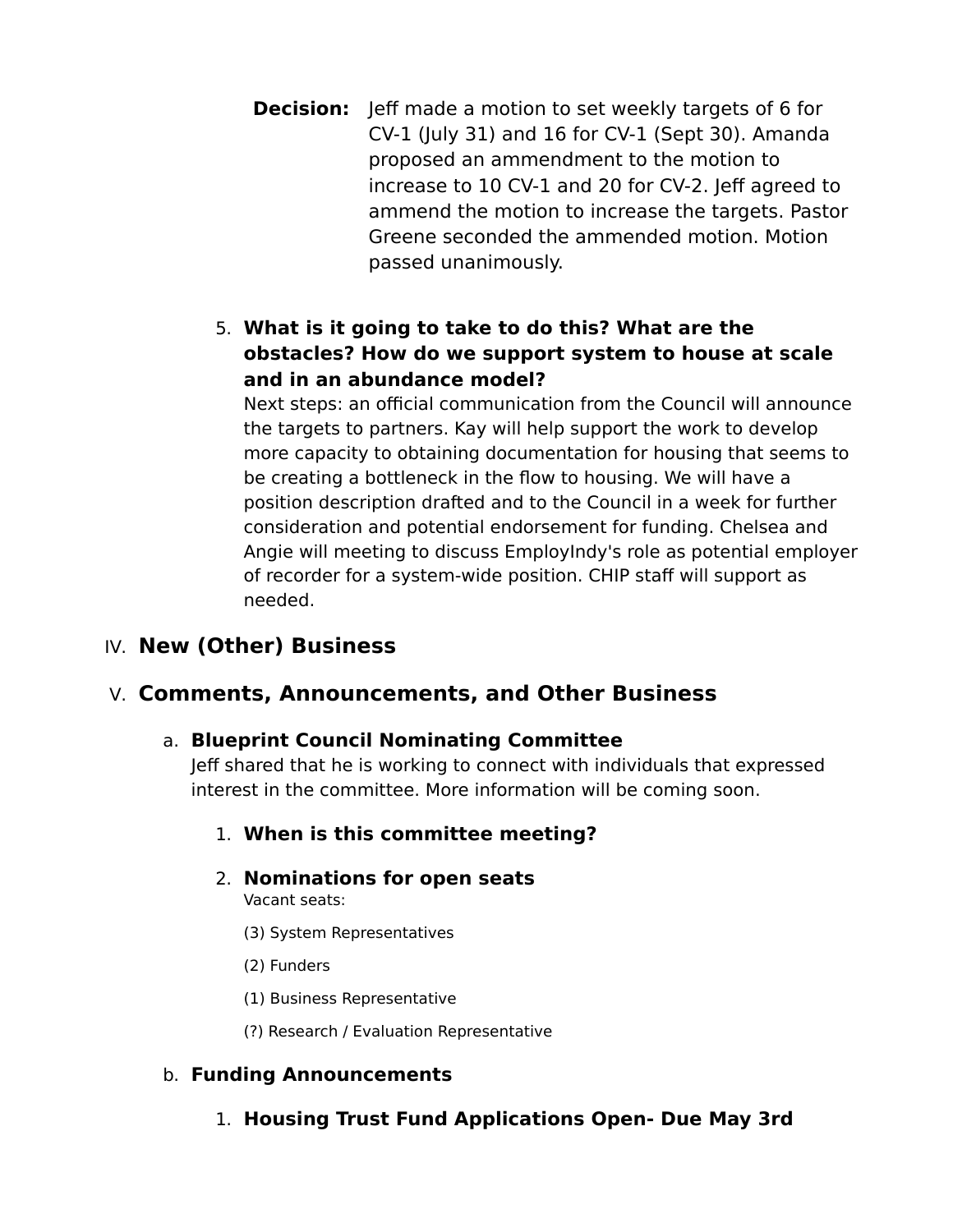**Decision:** Jeff made a motion to set weekly targets of 6 for CV-1 (July 31) and 16 for CV-1 (Sept 30). Amanda proposed an ammendment to the motion to increase to 10 CV-1 and 20 for CV-2. Jeff agreed to ammend the motion to increase the targets. Pastor Greene seconded the ammended motion. Motion passed unanimously.

5. **What is it going to take to do this? What are the obstacles? How do we support system to house at scale and in an abundance model?**
   Next steps: an official communication from the Council will announce the targets to partners. Kay will help support the work to develop more capacity to obtaining documentation for housing that seems to be creating a bottleneck in the flow to housing. We will have a position description drafted and to the Council in a week for further consideration and potential endorsement for funding. Chelsea and Angie will meeting to discuss EmployIndy's role as potential employer of recorder for a system-wide position. CHIP staff will support as needed.

## IV. New (Other) Business

## V. Comments, Announcements, and Other Business

### a. Blueprint Council Nominating Committee

Jeff shared that he is working to connect with individuals that expressed interest in the committee. More information will be coming soon.

1. **When is this committee meeting?**

2. **Nominations for open seats**
   Vacant seats:

   (3) System Representatives

   (2) Funders

   (1) Business Representative

   (?) Research / Evaluation Representative

### b. Funding Announcements

1. **Housing Trust Fund Applications Open- Due May 3rd**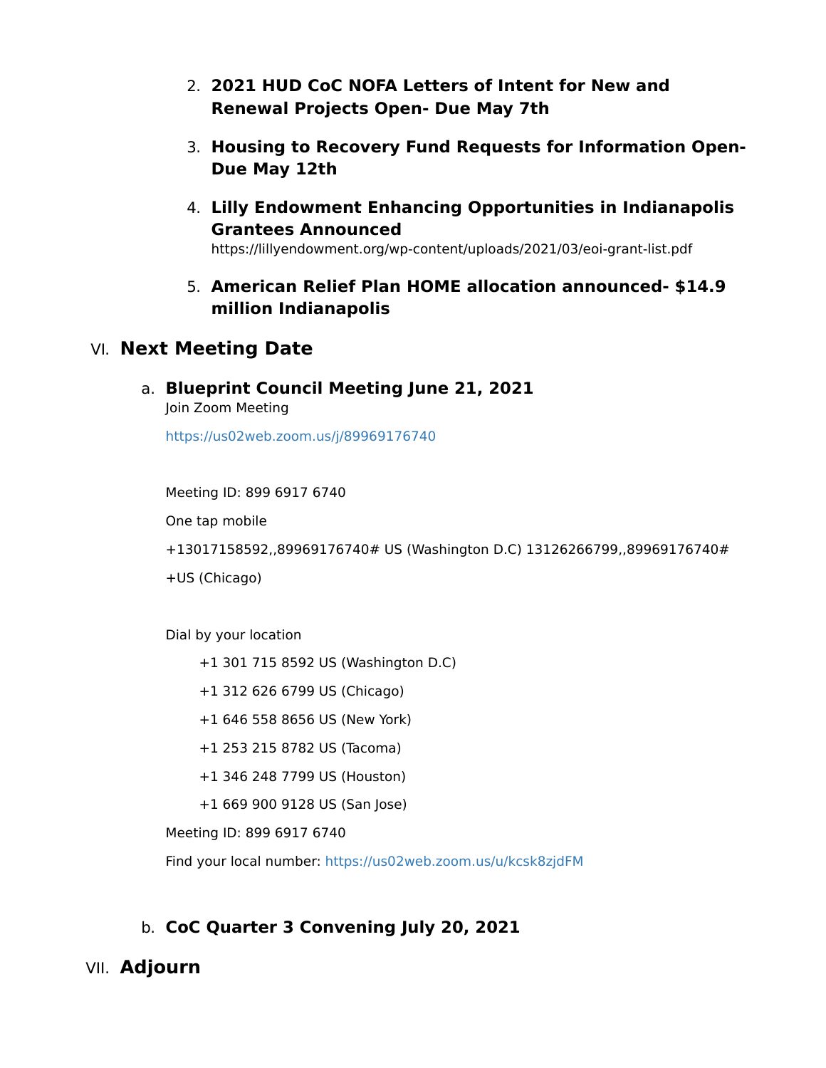2. **2021 HUD CoC NOFA Letters of Intent for New and Renewal Projects Open- Due May 7th**

3. **Housing to Recovery Fund Requests for Information Open- Due May 12th**

4. **Lilly Endowment Enhancing Opportunities in Indianapolis Grantees Announced**
   https://lillyendowment.org/wp-content/uploads/2021/03/eoi-grant-list.pdf

5. **American Relief Plan HOME allocation announced- $14.9 million Indianapolis**

## VI. Next Meeting Date

### a. Blueprint Council Meeting June 21, 2021

Join Zoom Meeting

https://us02web.zoom.us/j/89969176740

Meeting ID: 899 6917 6740

One tap mobile

+13017158592,,89969176740# US (Washington D.C) 13126266799,,89969176740#

+US (Chicago)

Dial by your location

+1 301 715 8592 US (Washington D.C)

+1 312 626 6799 US (Chicago)

+1 646 558 8656 US (New York)

+1 253 215 8782 US (Tacoma)

+1 346 248 7799 US (Houston)

+1 669 900 9128 US (San Jose)

Meeting ID: 899 6917 6740

Find your local number: https://us02web.zoom.us/u/kcsk8zjdFM

### b. CoC Quarter 3 Convening July 20, 2021

## VII. Adjourn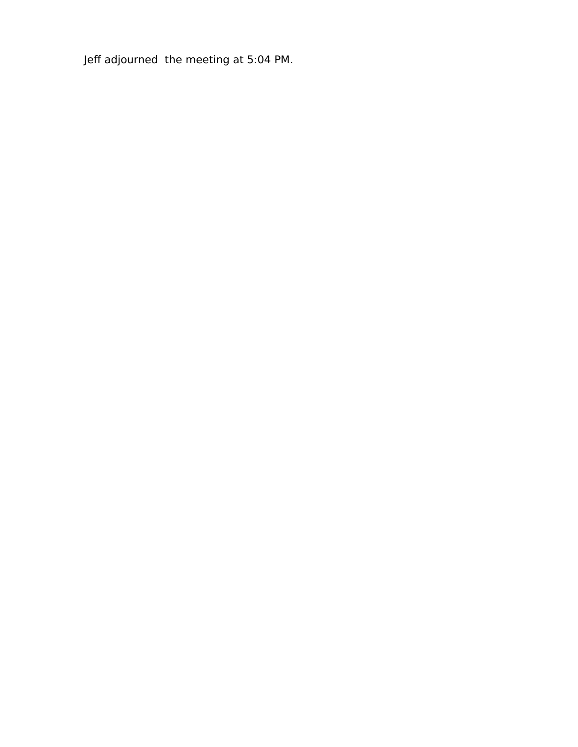Jeff adjourned  the meeting at 5:04 PM.